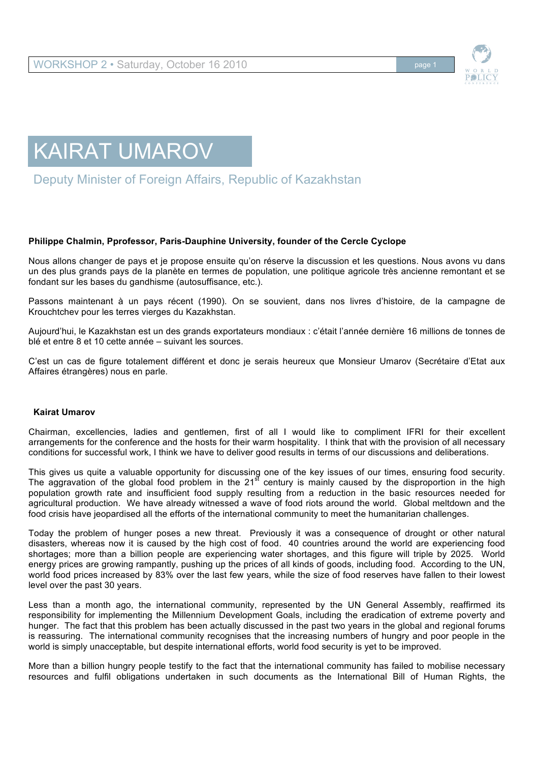# KAIRAT UMAROV

## Deputy Minister of Foreign Affairs, Republic of Kazakhstan

**Philippe Chalmin, Pprofessor, Paris-Dauphine University, founder of the Cercle Cyclope**

Nous allons changer de pays et je propose ensuite qu'on réserve la discussion et les questions. Nous avons vu dans un des plus grands pays de la planète en termes de population, une politique agricole très ancienne remontant et se fondant sur les bases du gandhisme (autosuffisance, etc.).

Passons maintenant à un pays récent (1990). On se souvient, dans nos livres d'histoire, de la campagne de Krouchtchev pour les terres vierges du Kazakhstan.

Aujourd'hui, le Kazakhstan est un des grands exportateurs mondiaux : c'était l'année dernière 16 millions de tonnes de blé et entre 8 et 10 cette année – suivant les sources.

C'est un cas de figure totalement différent et donc je serais heureux que Monsieur Umarov (Secrétaire d'Etat aux Affaires étrangères) nous en parle.

**Kairat Umarov**

Chairman, excellencies, ladies and gentlemen, first of all I would like to compliment IFRI for their excellent arrangements for the conference and the hosts for their warm hospitality. I think that with the provision of all necessary conditions for successful work, I think we have to deliver good results in terms of our discussions and deliberations.

This gives us quite a valuable opportunity for discussing one of the key issues of our times, ensuring food security. The aggravation of the global food problem in the 21st century is mainly caused by the disproportion in the high population growth rate and insufficient food supply resulting from a reduction in the basic resources needed for agricultural production. We have already witnessed a wave of food riots around the world. Global meltdown and the food crisis have jeopardised all the efforts of the international community to meet the humanitarian challenges.

Today the problem of hunger poses a new threat. Previously it was a consequence of drought or other natural disasters, whereas now it is caused by the high cost of food. 40 countries around the world are experiencing food shortages; more than a billion people are experiencing water shortages, and this figure will triple by 2025. World energy prices are growing rampantly, pushing up the prices of all kinds of goods, including food. According to the UN, world food prices increased by 83% over the last few years, while the size of food reserves have fallen to their lowest level over the past 30 years.

Less than a month ago, the international community, represented by the UN General Assembly, reaffirmed its responsibility for implementing the Millennium Development Goals, including the eradication of extreme poverty and hunger. The fact that this problem has been actually discussed in the past two years in the global and regional forums is reassuring. The international community recognises that the increasing numbers of hungry and poor people in the world is simply unacceptable, but despite international efforts, world food security is yet to be improved.

More than a billion hungry people testify to the fact that the international community has failed to mobilise necessary resources and fulfil obligations undertaken in such documents as the International Bill of Human Rights, the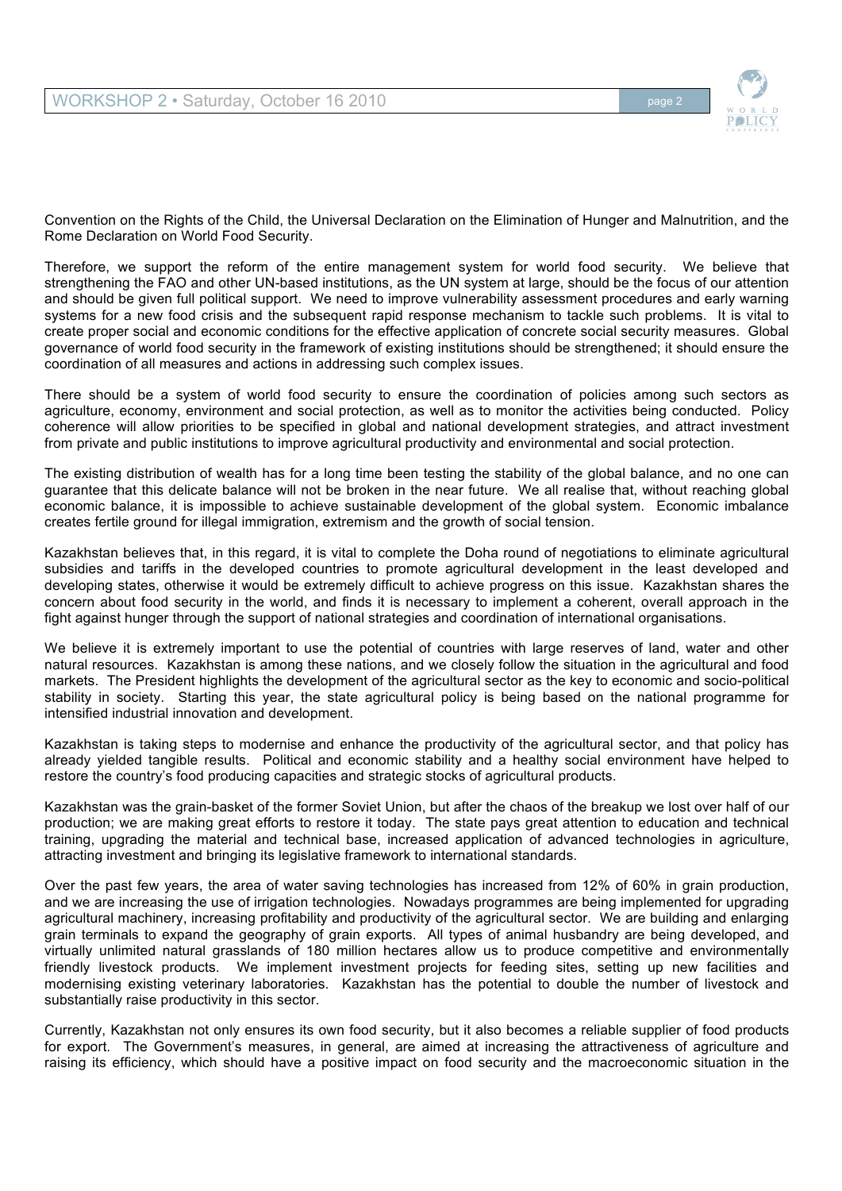Convention on the Rights of the Child, the Universal Declaration on the Elimination of Hunger and Malnutrition, and the Rome Declaration on World Food Security.

Therefore, we support the reform of the entire management system for world food security. We believe that strengthening the FAO and other UN-based institutions, as the UN system at large, should be the focus of our attention and should be given full political support. We need to improve vulnerability assessment procedures and early warning systems for a new food crisis and the subsequent rapid response mechanism to tackle such problems. It is vital to create proper social and economic conditions for the effective application of concrete social security measures. Global governance of world food security in the framework of existing institutions should be strengthened; it should ensure the coordination of all measures and actions in addressing such complex issues.

There should be a system of world food security to ensure the coordination of policies among such sectors as agriculture, economy, environment and social protection, as well as to monitor the activities being conducted. Policy coherence will allow priorities to be specified in global and national development strategies, and attract investment from private and public institutions to improve agricultural productivity and environmental and social protection.

The existing distribution of wealth has for a long time been testing the stability of the global balance, and no one can guarantee that this delicate balance will not be broken in the near future. We all realise that, without reaching global economic balance, it is impossible to achieve sustainable development of the global system. Economic imbalance creates fertile ground for illegal immigration, extremism and the growth of social tension.

Kazakhstan believes that, in this regard, it is vital to complete the Doha round of negotiations to eliminate agricultural subsidies and tariffs in the developed countries to promote agricultural development in the least developed and developing states, otherwise it would be extremely difficult to achieve progress on this issue. Kazakhstan shares the concern about food security in the world, and finds it is necessary to implement a coherent, overall approach in the fight against hunger through the support of national strategies and coordination of international organisations.

We believe it is extremely important to use the potential of countries with large reserves of land, water and other natural resources. Kazakhstan is among these nations, and we closely follow the situation in the agricultural and food markets. The President highlights the development of the agricultural sector as the key to economic and socio-political stability in society. Starting this year, the state agricultural policy is being based on the national programme for intensified industrial innovation and development.

Kazakhstan is taking steps to modernise and enhance the productivity of the agricultural sector, and that policy has already yielded tangible results. Political and economic stability and a healthy social environment have helped to restore the country's food producing capacities and strategic stocks of agricultural products.

Kazakhstan was the grain-basket of the former Soviet Union, but after the chaos of the breakup we lost over half of our production; we are making great efforts to restore it today. The state pays great attention to education and technical training, upgrading the material and technical base, increased application of advanced technologies in agriculture, attracting investment and bringing its legislative framework to international standards.

Over the past few years, the area of water saving technologies has increased from 12% of 60% in grain production, and we are increasing the use of irrigation technologies. Nowadays programmes are being implemented for upgrading agricultural machinery, increasing profitability and productivity of the agricultural sector. We are building and enlarging grain terminals to expand the geography of grain exports. All types of animal husbandry are being developed, and virtually unlimited natural grasslands of 180 million hectares allow us to produce competitive and environmentally friendly livestock products. We implement investment projects for feeding sites, setting up new facilities and modernising existing veterinary laboratories. Kazakhstan has the potential to double the number of livestock and substantially raise productivity in this sector.

Currently, Kazakhstan not only ensures its own food security, but it also becomes a reliable supplier of food products for export. The Government's measures, in general, are aimed at increasing the attractiveness of agriculture and raising its efficiency, which should have a positive impact on food security and the macroeconomic situation in the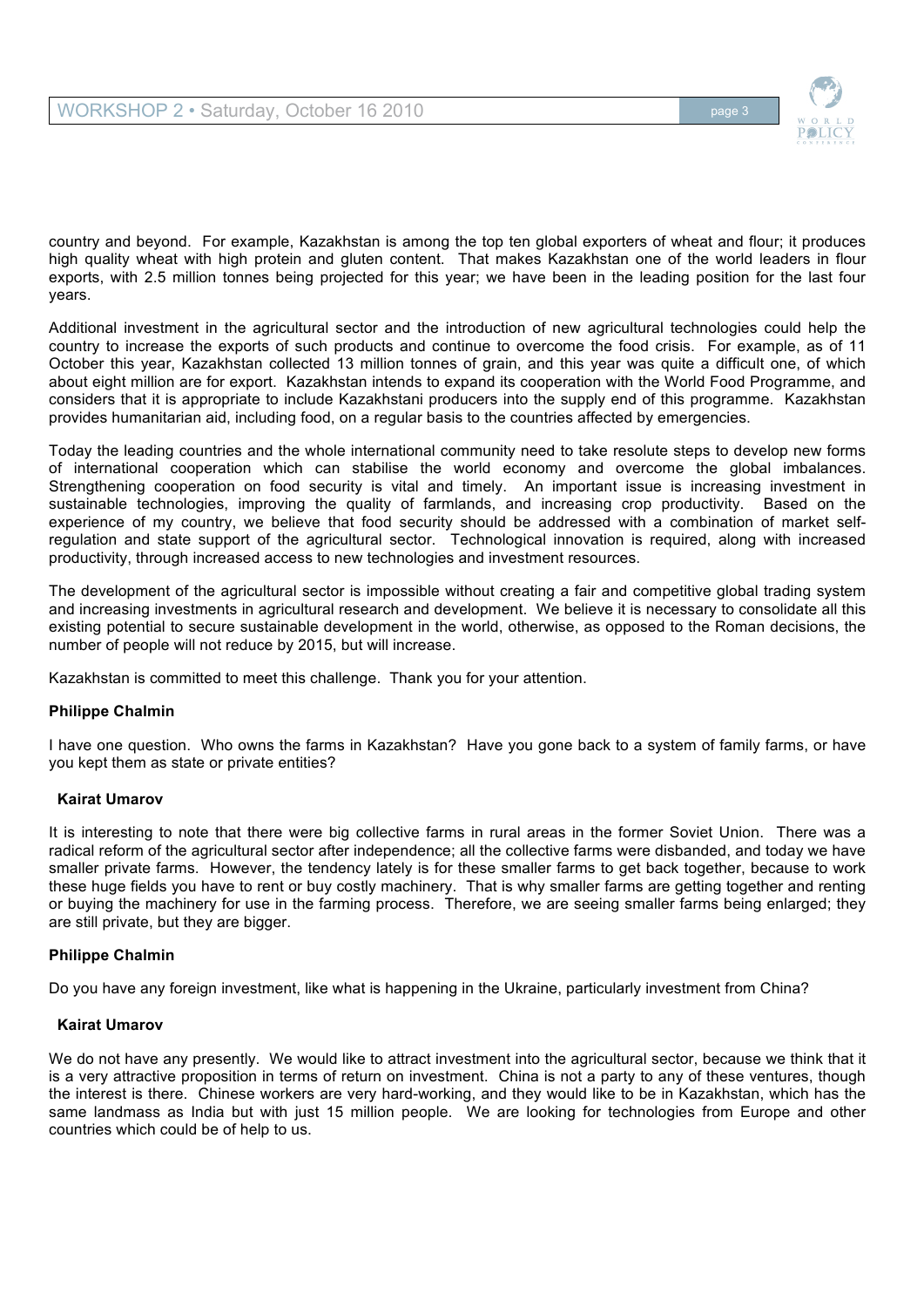country and beyond. For example, Kazakhstan is among the top ten global exporters of wheat and flour; it produces high quality wheat with high protein and gluten content. That makes Kazakhstan one of the world leaders in flour exports, with 2.5 million tonnes being projected for this year; we have been in the leading position for the last four years.

Additional investment in the agricultural sector and the introduction of new agricultural technologies could help the country to increase the exports of such products and continue to overcome the food crisis. For example, as of 11 October this year, Kazakhstan collected 13 million tonnes of grain, and this year was quite a difficult one, of which about eight million are for export. Kazakhstan intends to expand its cooperation with the World Food Programme, and considers that it is appropriate to include Kazakhstani producers into the supply end of this programme. Kazakhstan provides humanitarian aid, including food, on a regular basis to the countries affected by emergencies.

Today the leading countries and the whole international community need to take resolute steps to develop new forms of international cooperation which can stabilise the world economy and overcome the global imbalances. Strengthening cooperation on food security is vital and timely. An important issue is increasing investment in sustainable technologies, improving the quality of farmlands, and increasing crop productivity. Based on the experience of my country, we believe that food security should be addressed with a combination of market self-regulation and state support of the agricultural sector. Technological innovation is required, along with increased productivity, through increased access to new technologies and investment resources.

The development of the agricultural sector is impossible without creating a fair and competitive global trading system and increasing investments in agricultural research and development. We believe it is necessary to consolidate all this existing potential to secure sustainable development in the world, otherwise, as opposed to the Roman decisions, the number of people will not reduce by 2015, but will increase.

Kazakhstan is committed to meet this challenge. Thank you for your attention.

**Philippe Chalmin**

I have one question. Who owns the farms in Kazakhstan? Have you gone back to a system of family farms, or have you kept them as state or private entities?

**Kairat Umarov**

It is interesting to note that there were big collective farms in rural areas in the former Soviet Union. There was a radical reform of the agricultural sector after independence; all the collective farms were disbanded, and today we have smaller private farms. However, the tendency lately is for these smaller farms to get back together, because to work these huge fields you have to rent or buy costly machinery. That is why smaller farms are getting together and renting or buying the machinery for use in the farming process. Therefore, we are seeing smaller farms being enlarged; they are still private, but they are bigger.

**Philippe Chalmin**

Do you have any foreign investment, like what is happening in the Ukraine, particularly investment from China?

**Kairat Umarov**

We do not have any presently. We would like to attract investment into the agricultural sector, because we think that it is a very attractive proposition in terms of return on investment. China is not a party to any of these ventures, though the interest is there. Chinese workers are very hard-working, and they would like to be in Kazakhstan, which has the same landmass as India but with just 15 million people. We are looking for technologies from Europe and other countries which could be of help to us.